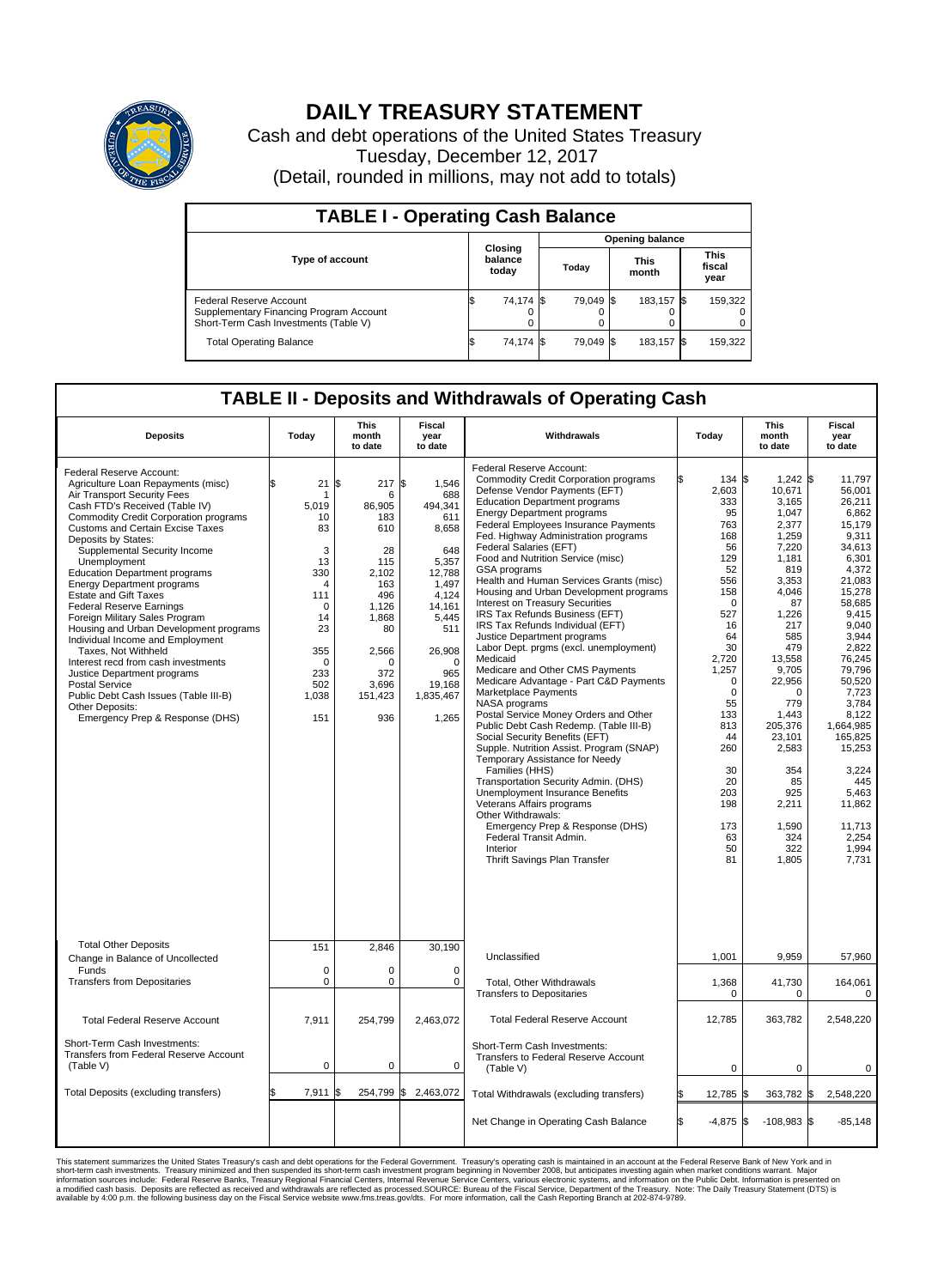# DAILY TREASURY STATEMENT

Cash and debt operations of the United States Treasury

Tuesday, December 12, 2017

(Detail, rounded in millions, may not add to totals)

## TABLE I - Operating Cash Balance

| Type of account | Closing balance today | Opening balance Today | Opening balance This month | Opening balance This fiscal year |
|---|---|---|---|---|
| Federal Reserve Account | $ 74,174 | $ 79,049 | $ 183,157 | $ 159,322 |
| Supplementary Financing Program Account | 0 | 0 | 0 | 0 |
| Short-Term Cash Investments (Table V) | 0 | 0 | 0 | 0 |
| Total Operating Balance | $ 74,174 | $ 79,049 | $ 183,157 | $ 159,322 |

## TABLE II - Deposits and Withdrawals of Operating Cash

| Deposits | Today | This month to date | Fiscal year to date |
|---|---|---|---|
| Federal Reserve Account: | | | |
| Agriculture Loan Repayments (misc) | $ 21 | $ 217 | $ 1,546 |
| Air Transport Security Fees | 1 | 6 | 688 |
| Cash FTD's Received (Table IV) | 5,019 | 86,905 | 494,341 |
| Commodity Credit Corporation programs | 10 | 183 | 611 |
| Customs and Certain Excise Taxes | 83 | 610 | 8,658 |
| Deposits by States: | | | |
| Supplemental Security Income | 3 | 28 | 648 |
| Unemployment | 13 | 115 | 5,357 |
| Education Department programs | 330 | 2,102 | 12,788 |
| Energy Department programs | 4 | 163 | 1,497 |
| Estate and Gift Taxes | 111 | 496 | 4,124 |
| Federal Reserve Earnings | 0 | 1,126 | 14,161 |
| Foreign Military Sales Program | 14 | 1,868 | 5,445 |
| Housing and Urban Development programs | 23 | 80 | 511 |
| Individual Income and Employment Taxes, Not Withheld | 355 | 2,566 | 26,908 |
| Interest recd from cash investments | 0 | 0 | 0 |
| Justice Department programs | 233 | 372 | 965 |
| Postal Service | 502 | 3,696 | 19,168 |
| Public Debt Cash Issues (Table III-B) | 1,038 | 151,423 | 1,835,467 |
| Other Deposits: | | | |
| Emergency Prep & Response (DHS) | 151 | 936 | 1,265 |
| Total Other Deposits | 151 | 2,846 | 30,190 |
| Change in Balance of Uncollected Funds | 0 | 0 | 0 |
| Transfers from Depositaries | 0 | 0 | 0 |
| Total Federal Reserve Account | 7,911 | 254,799 | 2,463,072 |
| Short-Term Cash Investments: Transfers from Federal Reserve Account (Table V) | 0 | 0 | 0 |
| Total Deposits (excluding transfers) | $ 7,911 | $ 254,799 | $ 2,463,072 |

| Withdrawals | Today | This month to date | Fiscal year to date |
|---|---|---|---|
| Federal Reserve Account: | | | |
| Commodity Credit Corporation programs | $ 134 | $ 1,242 | $ 11,797 |
| Defense Vendor Payments (EFT) | 2,603 | 10,671 | 56,001 |
| Education Department programs | 333 | 3,165 | 26,211 |
| Energy Department programs | 95 | 1,047 | 6,862 |
| Federal Employees Insurance Payments | 763 | 2,377 | 15,179 |
| Fed. Highway Administration programs | 168 | 1,259 | 9,311 |
| Federal Salaries (EFT) | 56 | 7,220 | 34,613 |
| Food and Nutrition Service (misc) | 129 | 1,181 | 6,301 |
| GSA programs | 52 | 819 | 4,372 |
| Health and Human Services Grants (misc) | 556 | 3,353 | 21,083 |
| Housing and Urban Development programs | 158 | 4,046 | 15,278 |
| Interest on Treasury Securities | 0 | 87 | 58,685 |
| IRS Tax Refunds Business (EFT) | 527 | 1,226 | 9,415 |
| IRS Tax Refunds Individual (EFT) | 16 | 217 | 9,040 |
| Justice Department programs | 64 | 585 | 3,944 |
| Labor Dept. prgms (excl. unemployment) | 30 | 479 | 2,822 |
| Medicaid | 2,720 | 13,558 | 76,245 |
| Medicare and Other CMS Payments | 1,257 | 9,705 | 79,796 |
| Medicare Advantage - Part C&D Payments | 0 | 22,956 | 50,520 |
| Marketplace Payments | 0 | 0 | 7,723 |
| NASA programs | 55 | 779 | 3,784 |
| Postal Service Money Orders and Other | 133 | 1,443 | 8,122 |
| Public Debt Cash Redemp. (Table III-B) | 813 | 205,376 | 1,664,985 |
| Social Security Benefits (EFT) | 44 | 23,101 | 165,825 |
| Supple. Nutrition Assist. Program (SNAP) | 260 | 2,583 | 15,253 |
| Temporary Assistance for Needy Families (HHS) | 30 | 354 | 3,224 |
| Transportation Security Admin. (DHS) | 20 | 85 | 445 |
| Unemployment Insurance Benefits | 203 | 925 | 5,463 |
| Veterans Affairs programs | 198 | 2,211 | 11,862 |
| Other Withdrawals: | | | |
| Emergency Prep & Response (DHS) | 173 | 1,590 | 11,713 |
| Federal Transit Admin. | 63 | 324 | 2,254 |
| Interior | 50 | 322 | 1,994 |
| Thrift Savings Plan Transfer | 81 | 1,805 | 7,731 |
| Unclassified | 1,001 | 9,959 | 57,960 |
| Total, Other Withdrawals | 1,368 | 41,730 | 164,061 |
| Transfers to Depositaries | 0 | 0 | 0 |
| Total Federal Reserve Account | 12,785 | 363,782 | 2,548,220 |
| Short-Term Cash Investments: Transfers to Federal Reserve Account (Table V) | 0 | 0 | 0 |
| Total Withdrawals (excluding transfers) | $ 12,785 | $ 363,782 | $ 2,548,220 |
| Net Change in Operating Cash Balance | $ -4,875 | $ -108,983 | $ -85,148 |

This statement summarizes the United States Treasury's cash and debt operations for the Federal Government. Treasury's operating cash is maintained in an account at the Federal Reserve Bank of New York and in short-term cash investments. Treasury minimized and then suspended its short-term cash investment program beginning in November 2008, but anticipates resuming it when market conditions warrant. Major information sources include: Federal Reserve Banks, Treasury Regional Financial Centers, Internal Revenue Service Centers, various electronic systems, and information on the Public Debt. Information is presented on a modified cash basis. Deposits are reflected as received and withdrawals are reflected as processed.SOURCE: Bureau of the Fiscal Service, Department of the Treasury. Note: The Daily Treasury Statement (DTS) is available by 4:00 p.m. the following business day on the Fiscal Service website www.fms.treas.gov/dts. For more information, call the Cash Reporting Branch at 202-874-9789.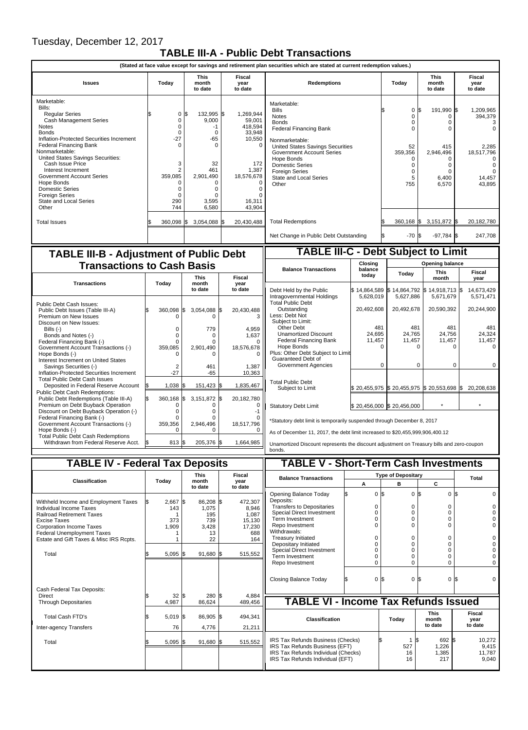Tuesday, December 12, 2017

# TABLE III-A - Public Debt Transactions

(Stated at face value except for savings and retirement plan securities which are stated at current redemption values.)

| Issues | Today | This month to date | Fiscal year to date |
|---|---|---|---|
| Marketable: | | | |
| Bills: | | | |
| Regular Series | $ 0 | $ 132,995 | $ 1,269,944 |
| Cash Management Series | 0 | 9,000 | 59,001 |
| Notes | 0 | -1 | 418,594 |
| Bonds | 0 | 0 | 33,948 |
| Inflation-Protected Securities Increment | -27 | -65 | 10,550 |
| Federal Financing Bank | 0 | 0 | 0 |
| Nonmarketable: | | | |
| United States Savings Securities: | | | |
| Cash Issue Price | 3 | 32 | 172 |
| Interest Increment | 2 | 461 | 1,387 |
| Government Account Series | 359,085 | 2,901,490 | 18,576,678 |
| Hope Bonds | 0 | 0 | 0 |
| Domestic Series | 0 | 0 | 0 |
| Foreign Series | 0 | 0 | 0 |
| State and Local Series | 290 | 3,595 | 16,311 |
| Other | 744 | 6,580 | 43,904 |
| Total Issues | $ 360,098 | $ 3,054,088 | $ 20,430,488 |

| Redemptions | Today | This month to date | Fiscal year to date |
|---|---|---|---|
| Marketable: | | | |
| Bills | $ 0 | $ 191,990 | $ 1,209,965 |
| Notes | 0 | 0 | 394,379 |
| Bonds | 0 | 0 | 3 |
| Federal Financing Bank | 0 | 0 | 0 |
| Nonmarketable: | | | |
| United States Savings Securities | 52 | 415 | 2,285 |
| Government Account Series | 359,356 | 2,946,496 | 18,517,796 |
| Hope Bonds | 0 | 0 | 0 |
| Domestic Series | 0 | 0 | 0 |
| Foreign Series | 0 | 0 | 0 |
| State and Local Series | 5 | 6,400 | 14,457 |
| Other | 755 | 6,570 | 43,895 |
| Total Redemptions | $ 360,168 | $ 3,151,872 | $ 20,182,780 |
| Net Change in Public Debt Outstanding | $ -70 | $ -97,784 | $ 247,708 |

# TABLE III-B - Adjustment of Public Debt Transactions to Cash Basis

| Transactions | Today | This month to date | Fiscal year to date |
|---|---|---|---|
| Public Debt Cash Issues: | | | |
| Public Debt Issues (Table III-A) | $ 360,098 | $ 3,054,088 | $ 20,430,488 |
| Premium on New Issues | 0 | 0 | 3 |
| Discount on New Issues: | | | |
| Bills (-) | 0 | 779 | 4,959 |
| Bonds and Notes (-) | 0 | 0 | 1,637 |
| Federal Financing Bank (-) | 0 | 0 | 0 |
| Government Account Transactions (-) | 359,085 | 2,901,490 | 18,576,678 |
| Hope Bonds (-) | 0 | 0 | 0 |
| Interest Increment on United States Savings Securities (-) | 2 | 461 | 1,387 |
| Inflation-Protected Securities Increment | -27 | -65 | 10,363 |
| Total Public Debt Cash Issues Deposited in Federal Reserve Account | $ 1,038 | $ 151,423 | $ 1,835,467 |
| Public Debt Cash Redemptions: | | | |
| Public Debt Redemptions (Table III-A) | $ 360,168 | $ 3,151,872 | $ 20,182,780 |
| Premium on Debt Buyback Operation | 0 | 0 | 0 |
| Discount on Debt Buyback Operation (-) | 0 | 0 | -1 |
| Federal Financing Bank (-) | 0 | 0 | 0 |
| Government Account Transactions (-) | 359,356 | 2,946,496 | 18,517,796 |
| Hope Bonds (-) | 0 | 0 | 0 |
| Total Public Debt Cash Redemptions Withdrawn from Federal Reserve Acct. | $ 813 | $ 205,376 | $ 1,664,985 |

# TABLE III-C - Debt Subject to Limit

| Balance Transactions | Closing balance today | Opening balance Today | Opening balance This month | Opening balance Fiscal year |
|---|---|---|---|---|
| Debt Held by the Public | $ 14,864,589 | $ 14,864,792 | $ 14,918,713 | $ 14,673,429 |
| Intragovernmental Holdings | 5,628,019 | 5,627,886 | 5,671,679 | 5,571,471 |
| Total Public Debt Outstanding | 20,492,608 | 20,492,678 | 20,590,392 | 20,244,900 |
| Less: Debt Not Subject to Limit: | | | | |
| Other Debt | 481 | 481 | 481 | 481 |
| Unamortized Discount | 24,695 | 24,765 | 24,756 | 24,324 |
| Federal Financing Bank | 11,457 | 11,457 | 11,457 | 11,457 |
| Hope Bonds | 0 | 0 | 0 | 0 |
| Plus: Other Debt Subject to Limit | | | | |
| Guaranteed Debt of Government Agencies | 0 | 0 | 0 | 0 |
| Total Public Debt Subject to Limit | $ 20,455,975 | $ 20,455,975 | $ 20,553,698 | $ 20,208,638 |
| Statutory Debt Limit | $ 20,456,000 | $ 20,456,000 | * | * |

*Statutory debt limit is temporarily suspended through December 8, 2017

As of December 11, 2017, the debt limit increased to $20,455,999,906,400.12

Unamortized Discount represents the discount adjustment on Treasury bills and zero-coupon bonds.

# TABLE IV - Federal Tax Deposits

| Classification | Today | This month to date | Fiscal year to date |
|---|---|---|---|
| Withheld Income and Employment Taxes | $ 2,667 | $ 86,208 | $ 472,307 |
| Individual Income Taxes | 143 | 1,075 | 8,946 |
| Railroad Retirement Taxes | 1 | 195 | 1,087 |
| Excise Taxes | 373 | 739 | 15,130 |
| Corporation Income Taxes | 1,909 | 3,428 | 17,230 |
| Federal Unemployment Taxes | 1 | 13 | 688 |
| Estate and Gift Taxes & Misc IRS Rcpts. | 1 | 22 | 164 |
| Total | $ 5,095 | $ 91,680 | $ 515,552 |
| Cash Federal Tax Deposits: | | | |
| Direct | $ 32 | $ 280 | $ 4,884 |
| Through Depositaries | 4,987 | 86,624 | 489,456 |
| Total Cash FTD's | $ 5,019 | $ 86,905 | $ 494,341 |
| Inter-agency Transfers | 76 | 4,776 | 21,211 |
| Total | $ 5,095 | $ 91,680 | $ 515,552 |

# TABLE V - Short-Term Cash Investments

| Balance Transactions | Type of Depositary A | Type of Depositary B | Type of Depositary C | Total |
|---|---|---|---|---|
| Opening Balance Today | $ 0 | $ 0 | $ 0 | $ 0 |
| Deposits: | | | | |
| Transfers to Depositaries | 0 | 0 | 0 | 0 |
| Special Direct Investment | 0 | 0 | 0 | 0 |
| Term Investment | 0 | 0 | 0 | 0 |
| Repo Investment | 0 | 0 | 0 | 0 |
| Withdrawals: | | | | |
| Treasury Initiated | 0 | 0 | 0 | 0 |
| Depositary Initiated | 0 | 0 | 0 | 0 |
| Special Direct Investment | 0 | 0 | 0 | 0 |
| Term Investment | 0 | 0 | 0 | 0 |
| Repo Investment | 0 | 0 | 0 | 0 |
| Closing Balance Today | $ 0 | $ 0 | $ 0 | $ 0 |

# TABLE VI - Income Tax Refunds Issued

| Classification | Today | This month to date | Fiscal year to date |
|---|---|---|---|
| IRS Tax Refunds Business (Checks) | $ 1 | $ 692 | $ 10,272 |
| IRS Tax Refunds Business (EFT) | 527 | 1,226 | 9,415 |
| IRS Tax Refunds Individual (Checks) | 16 | 1,385 | 11,787 |
| IRS Tax Refunds Individual (EFT) | 16 | 217 | 9,040 |